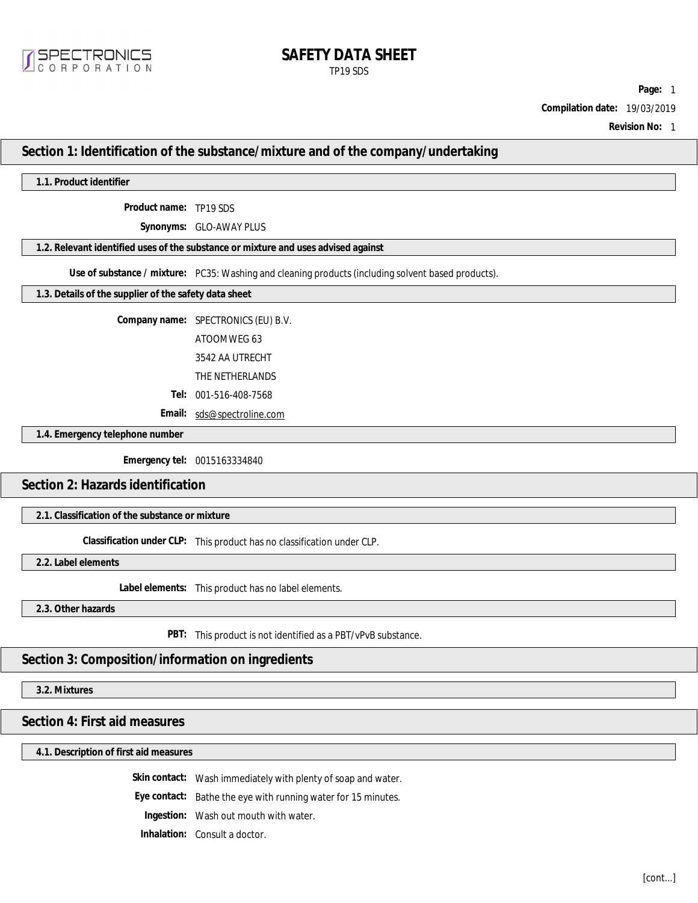# SAFETY DATA SHEET

TP19 SDS

**Compilation date:** 19/03/2019

**Revision No:** 1

## Section 1: Identification of the substance/mixture and of the company/undertaking

### 1.1. Product identifier

**Product name:** TP19 SDS

**Synonyms:** GLO-AWAY PLUS

### 1.2. Relevant identified uses of the substance or mixture and uses advised against

**Use of substance / mixture:** PC35: Washing and cleaning products (including solvent based products).

### 1.3. Details of the supplier of the safety data sheet

**Company name:** SPECTRONICS (EU) B.V.

ATOOMWEG 63

3542 AA UTRECHT

THE NETHERLANDS

**Tel:** 001-516-408-7568

**Email:** sds@spectroline.com

### 1.4. Emergency telephone number

**Emergency tel:** 0015163334840

## Section 2: Hazards identification

### 2.1. Classification of the substance or mixture

**Classification under CLP:** This product has no classification under CLP.

### 2.2. Label elements

**Label elements:** This product has no label elements.

### 2.3. Other hazards

**PBT:** This product is not identified as a PBT/vPvB substance.

## Section 3: Composition/information on ingredients

### 3.2. Mixtures

## Section 4: First aid measures

### 4.1. Description of first aid measures

**Skin contact:** Wash immediately with plenty of soap and water.

**Eye contact:** Bathe the eye with running water for 15 minutes.

**Ingestion:** Wash out mouth with water.

**Inhalation:** Consult a doctor.

[cont...]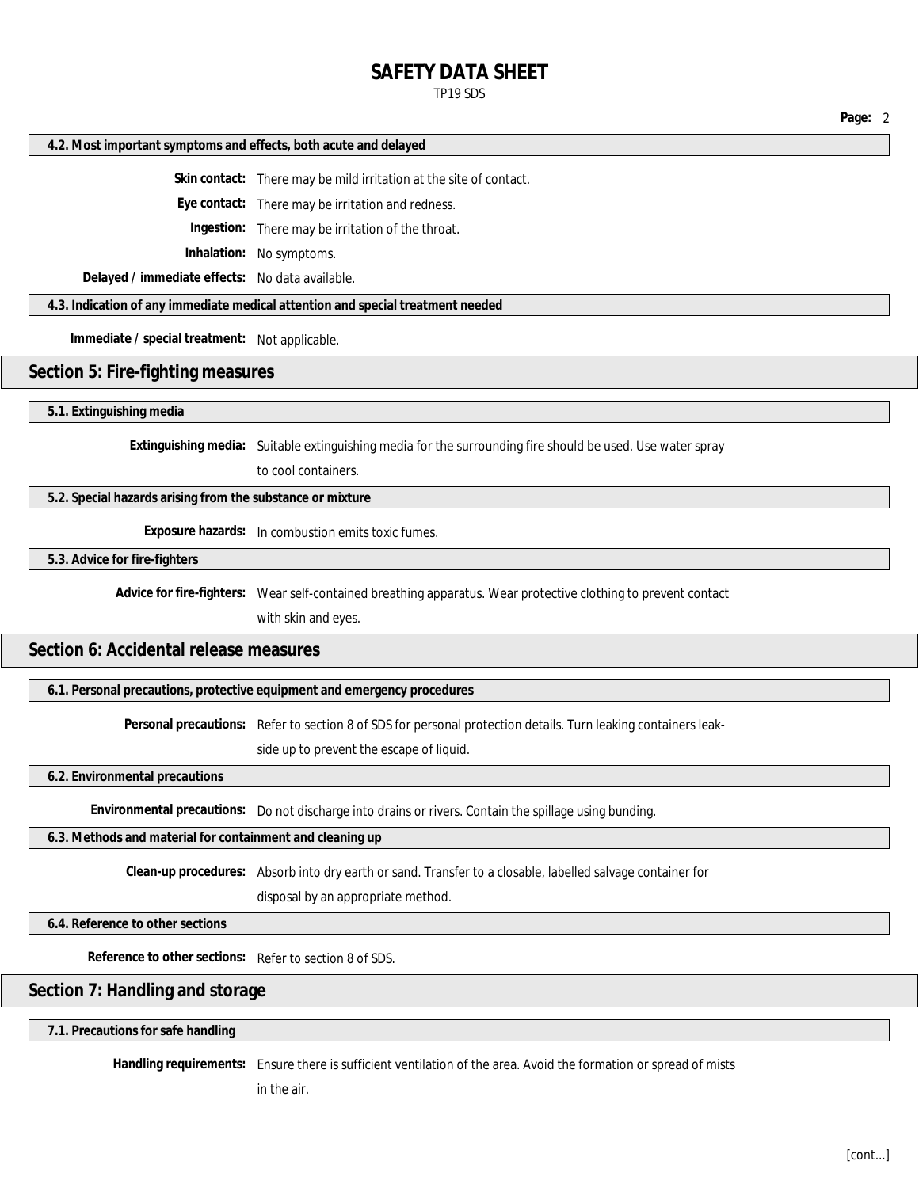### 4.2. Most important symptoms and effects, both acute and delayed

**Skin contact:** There may be mild irritation at the site of contact.

**Eye contact:** There may be irritation and redness.

**Ingestion:** There may be irritation of the throat.

**Inhalation:** No symptoms.

**Delayed / immediate effects:** No data available.

### 4.3. Indication of any immediate medical attention and special treatment needed

**Immediate / special treatment:** Not applicable.

## Section 5: Fire-fighting measures

### 5.1. Extinguishing media

**Extinguishing media:** Suitable extinguishing media for the surrounding fire should be used. Use water spray to cool containers.

### 5.2. Special hazards arising from the substance or mixture

**Exposure hazards:** In combustion emits toxic fumes.

### 5.3. Advice for fire-fighters

**Advice for fire-fighters:** Wear self-contained breathing apparatus. Wear protective clothing to prevent contact with skin and eyes.

## Section 6: Accidental release measures

### 6.1. Personal precautions, protective equipment and emergency procedures

**Personal precautions:** Refer to section 8 of SDS for personal protection details. Turn leaking containers leak-side up to prevent the escape of liquid.

### 6.2. Environmental precautions

**Environmental precautions:** Do not discharge into drains or rivers. Contain the spillage using bunding.

### 6.3. Methods and material for containment and cleaning up

**Clean-up procedures:** Absorb into dry earth or sand. Transfer to a closable, labelled salvage container for disposal by an appropriate method.

### 6.4. Reference to other sections

**Reference to other sections:** Refer to section 8 of SDS.

## Section 7: Handling and storage

### 7.1. Precautions for safe handling

**Handling requirements:** Ensure there is sufficient ventilation of the area. Avoid the formation or spread of mists in the air.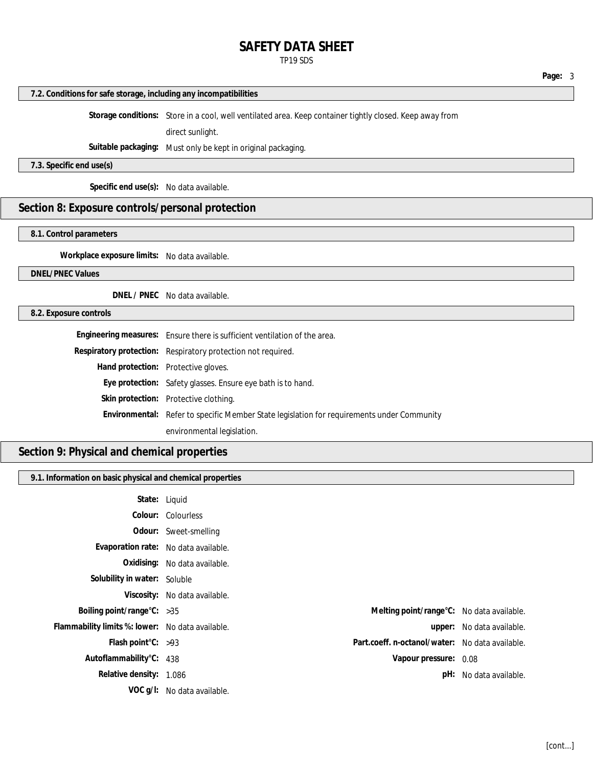### 7.2. Conditions for safe storage, including any incompatibilities

**Storage conditions:** Store in a cool, well ventilated area. Keep container tightly closed. Keep away from direct sunlight.

**Suitable packaging:** Must only be kept in original packaging.

### 7.3. Specific end use(s)

**Specific end use(s):** No data available.

## Section 8: Exposure controls/personal protection

### 8.1. Control parameters

**Workplace exposure limits:** No data available.

### DNEL/PNEC Values

**DNEL / PNEC** No data available.

### 8.2. Exposure controls

**Engineering measures:** Ensure there is sufficient ventilation of the area.

**Respiratory protection:** Respiratory protection not required.

**Hand protection:** Protective gloves.

**Eye protection:** Safety glasses. Ensure eye bath is to hand.

**Skin protection:** Protective clothing.

**Environmental:** Refer to specific Member State legislation for requirements under Community environmental legislation.

## Section 9: Physical and chemical properties

### 9.1. Information on basic physical and chemical properties

**State:** Liquid

**Colour:** Colourless

**Odour:** Sweet-smelling

**Evaporation rate:** No data available.

**Oxidising:** No data available.

**Solubility in water:** Soluble

**Viscosity:** No data available.

**Boiling point/range°C:** >35

**Melting point/range°C:** No data available.

**Flammability limits %: lower:** No data available.

**upper:** No data available.

**Flash point°C:** >93

**Part.coeff. n-octanol/water:** No data available.

**Autoflammability°C:** 438

**Vapour pressure:** 0.08

**Relative density:** 1.086

**pH:** No data available.

**VOC g/l:** No data available.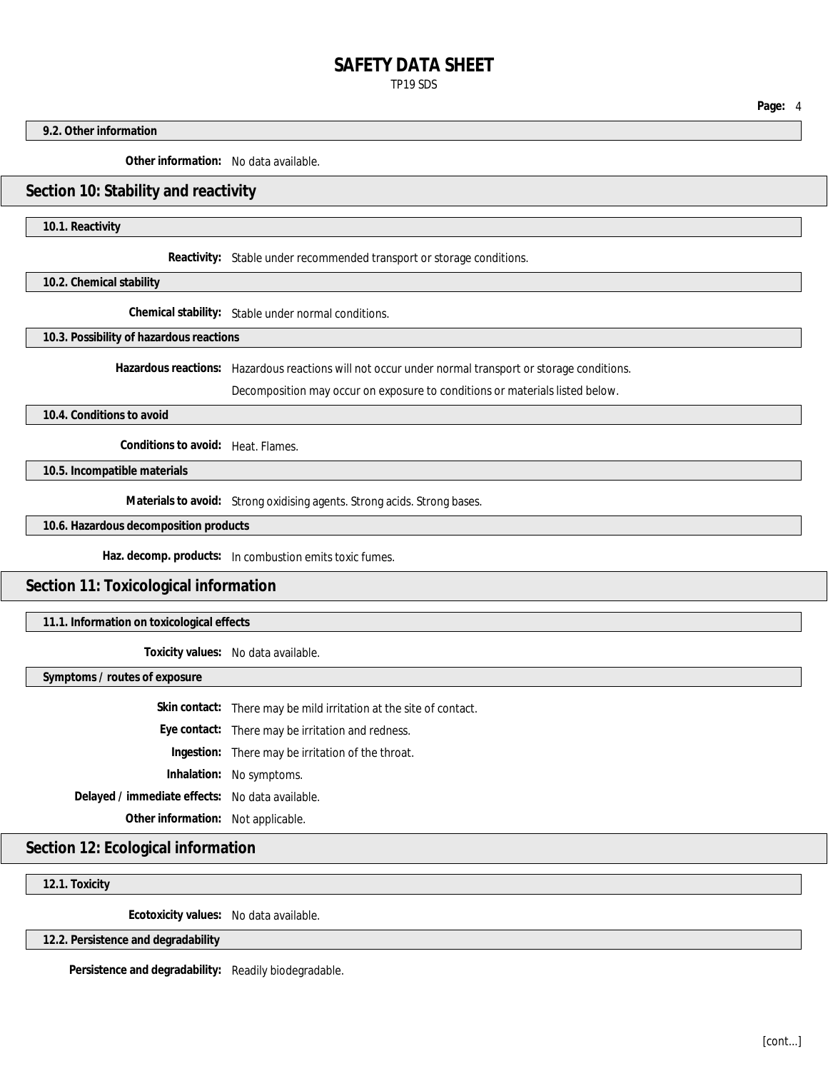### 9.2. Other information

**Other information:** No data available.

## Section 10: Stability and reactivity

### 10.1. Reactivity

**Reactivity:** Stable under recommended transport or storage conditions.

### 10.2. Chemical stability

**Chemical stability:** Stable under normal conditions.

### 10.3. Possibility of hazardous reactions

**Hazardous reactions:** Hazardous reactions will not occur under normal transport or storage conditions.

Decomposition may occur on exposure to conditions or materials listed below.

### 10.4. Conditions to avoid

**Conditions to avoid:** Heat. Flames.

### 10.5. Incompatible materials

**Materials to avoid:** Strong oxidising agents. Strong acids. Strong bases.

### 10.6. Hazardous decomposition products

**Haz. decomp. products:** In combustion emits toxic fumes.

## Section 11: Toxicological information

### 11.1. Information on toxicological effects

**Toxicity values:** No data available.

### Symptoms / routes of exposure

**Skin contact:** There may be mild irritation at the site of contact.

**Eye contact:** There may be irritation and redness.

**Ingestion:** There may be irritation of the throat.

**Inhalation:** No symptoms.

**Delayed / immediate effects:** No data available.

**Other information:** Not applicable.

## Section 12: Ecological information

### 12.1. Toxicity

**Ecotoxicity values:** No data available.

### 12.2. Persistence and degradability

**Persistence and degradability:** Readily biodegradable.

[cont...]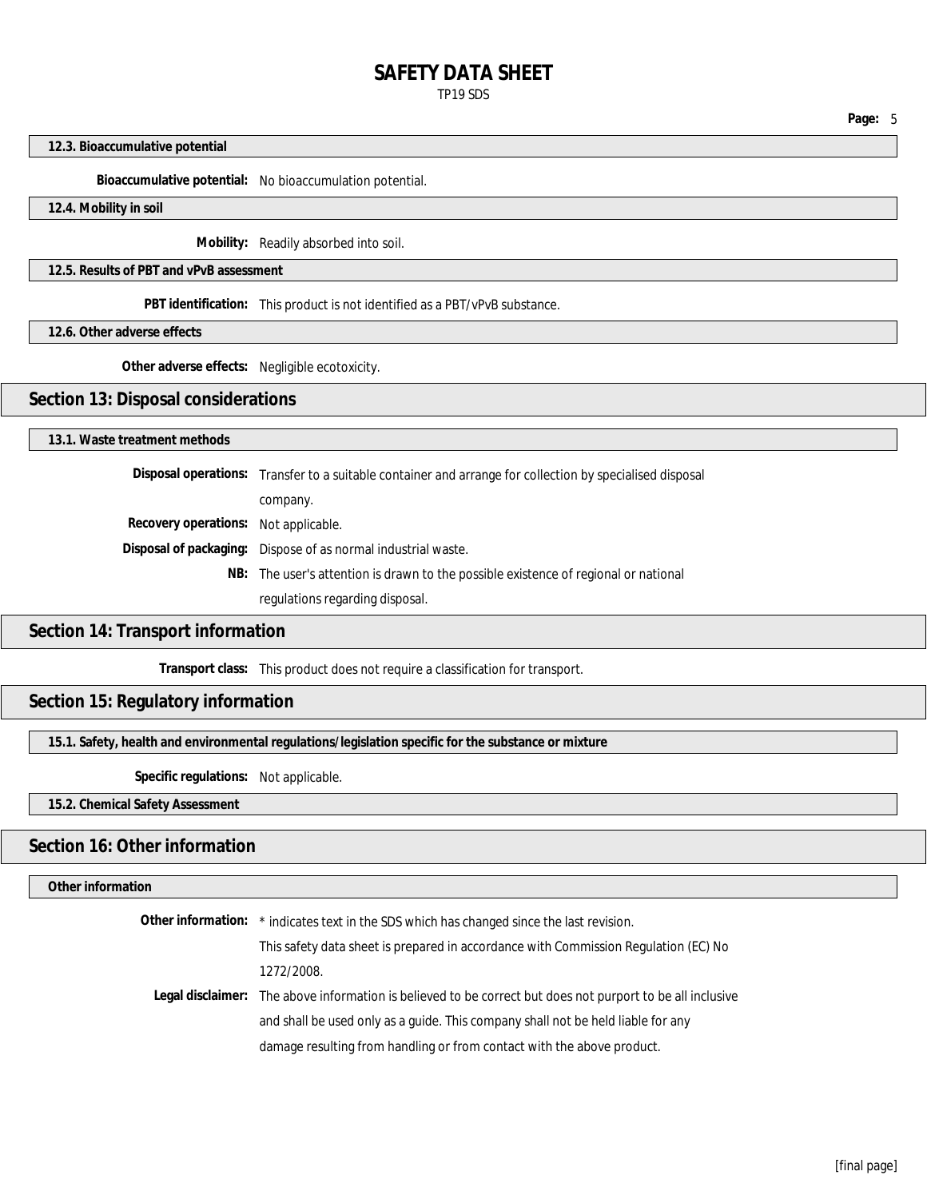### 12.3. Bioaccumulative potential

**Bioaccumulative potential:** No bioaccumulation potential.

### 12.4. Mobility in soil

**Mobility:** Readily absorbed into soil.

### 12.5. Results of PBT and vPvB assessment

**PBT identification:** This product is not identified as a PBT/vPvB substance.

### 12.6. Other adverse effects

**Other adverse effects:** Negligible ecotoxicity.

## Section 13: Disposal considerations

### 13.1. Waste treatment methods

**Disposal operations:** Transfer to a suitable container and arrange for collection by specialised disposal company.

**Recovery operations:** Not applicable.

**Disposal of packaging:** Dispose of as normal industrial waste.

**NB:** The user's attention is drawn to the possible existence of regional or national regulations regarding disposal.

## Section 14: Transport information

**Transport class:** This product does not require a classification for transport.

## Section 15: Regulatory information

### 15.1. Safety, health and environmental regulations/legislation specific for the substance or mixture

**Specific regulations:** Not applicable.

### 15.2. Chemical Safety Assessment

## Section 16: Other information

### Other information

**Other information:** * indicates text in the SDS which has changed since the last revision.
This safety data sheet is prepared in accordance with Commission Regulation (EC) No 1272/2008.

**Legal disclaimer:** The above information is believed to be correct but does not purport to be all inclusive and shall be used only as a guide. This company shall not be held liable for any damage resulting from handling or from contact with the above product.

[final page]